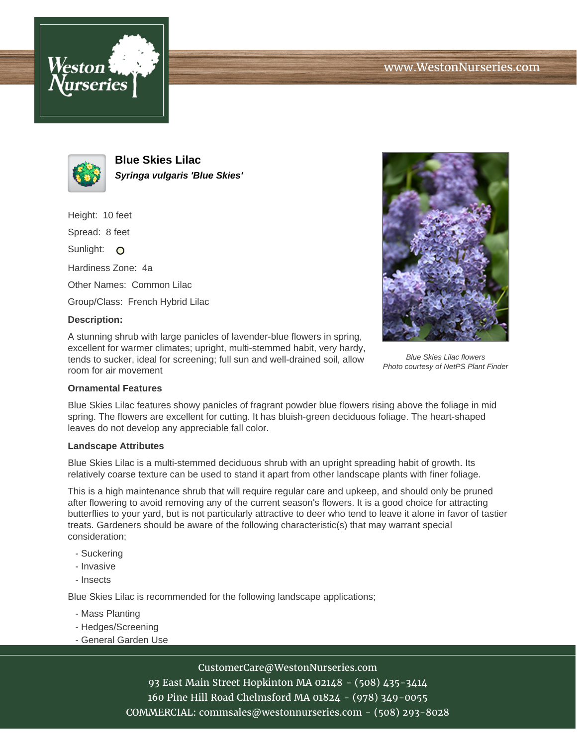# Blue Skies Lilac

***Syringa vulgaris 'Blue Skies'***

Height: 10 feet

Spread: 8 feet

Sunlight: ○

Hardiness Zone: 4a

Other Names: Common Lilac

Group/Class: French Hybrid Lilac

**Description:**

A stunning shrub with large panicles of lavender-blue flowers in spring, excellent for warmer climates; upright, multi-stemmed habit, very hardy, tends to sucker, ideal for screening; full sun and well-drained soil, allow room for air movement

*Blue Skies Lilac flowers*
*Photo courtesy of NetPS Plant Finder*

### Ornamental Features

Blue Skies Lilac features showy panicles of fragrant powder blue flowers rising above the foliage in mid spring. The flowers are excellent for cutting. It has bluish-green deciduous foliage. The heart-shaped leaves do not develop any appreciable fall color.

### Landscape Attributes

Blue Skies Lilac is a multi-stemmed deciduous shrub with an upright spreading habit of growth. Its relatively coarse texture can be used to stand it apart from other landscape plants with finer foliage.

This is a high maintenance shrub that will require regular care and upkeep, and should only be pruned after flowering to avoid removing any of the current season's flowers. It is a good choice for attracting butterflies to your yard, but is not particularly attractive to deer who tend to leave it alone in favor of tastier treats. Gardeners should be aware of the following characteristic(s) that may warrant special consideration;

- Suckering
- Invasive
- Insects

Blue Skies Lilac is recommended for the following landscape applications;

- Mass Planting
- Hedges/Screening
- General Garden Use

CustomerCare@WestonNurseries.com
93 East Main Street Hopkinton MA 02148 - (508) 435-3414
160 Pine Hill Road Chelmsford MA 01824 - (978) 349-0055
COMMERCIAL: commsales@westonnurseries.com - (508) 293-8028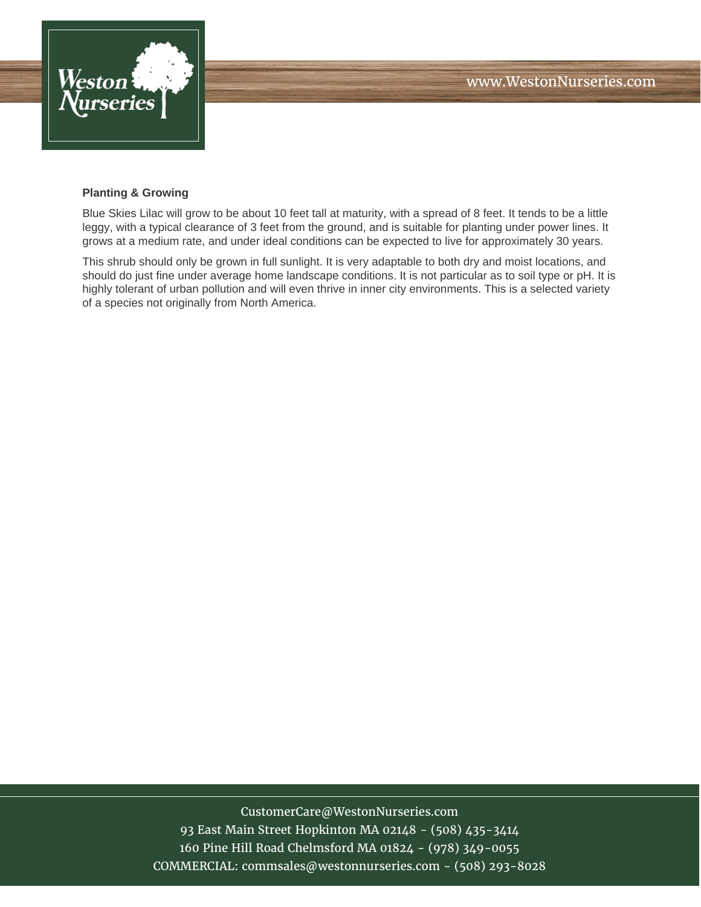### Planting & Growing

Blue Skies Lilac will grow to be about 10 feet tall at maturity, with a spread of 8 feet. It tends to be a little leggy, with a typical clearance of 3 feet from the ground, and is suitable for planting under power lines. It grows at a medium rate, and under ideal conditions can be expected to live for approximately 30 years.

This shrub should only be grown in full sunlight. It is very adaptable to both dry and moist locations, and should do just fine under average home landscape conditions. It is not particular as to soil type or pH. It is highly tolerant of urban pollution and will even thrive in inner city environments. This is a selected variety of a species not originally from North America.